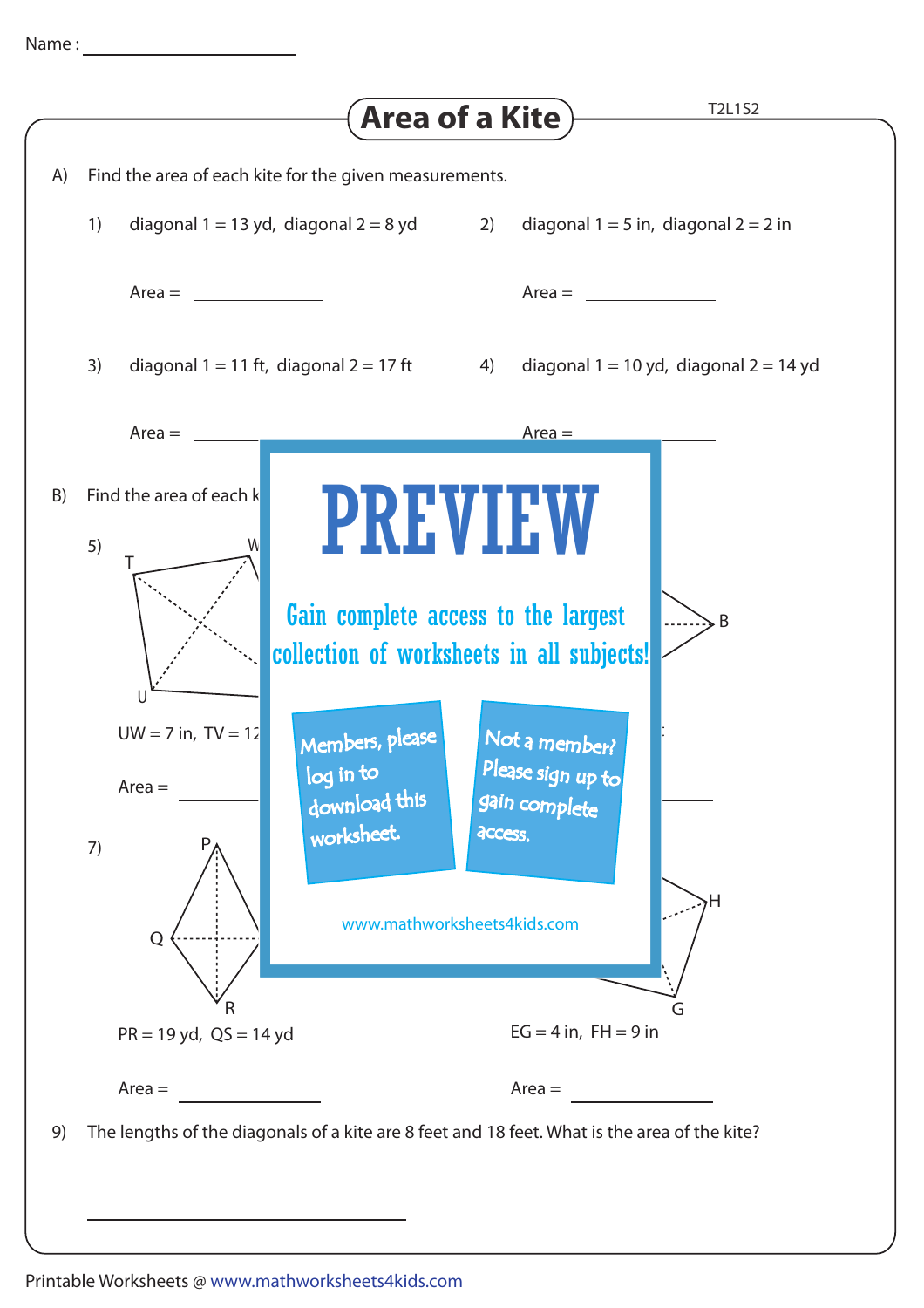Name : ____________________

# Area of a Kite

T2L1S2

A) Find the area of each kite for the given measurements.

1) diagonal 1 = 13 yd, diagonal 2 = 8 yd

Area = ____________

2) diagonal 1 = 5 in, diagonal 2 = 2 in

Area = ____________

3) diagonal 1 = 11 ft, diagonal 2 = 17 ft

Area = ____________

4) diagonal 1 = 10 yd, diagonal 2 = 14 yd

Area = ____________

B) Find the area of each k

5) T W U

UW = 7 in, TV = 12

Area = ____________

B

7) P Q R

PR = 19 yd, QS = 14 yd

Area = ____________

H G

EG = 4 in, FH = 9 in

Area = ____________

PREVIEW

Gain complete access to the largest collection of worksheets in all subjects!

Members, please log in to download this worksheet.

Not a member? Please sign up to gain complete access.

www.mathworksheets4kids.com

9) The lengths of the diagonals of a kite are 8 feet and 18 feet. What is the area of the kite?

____________________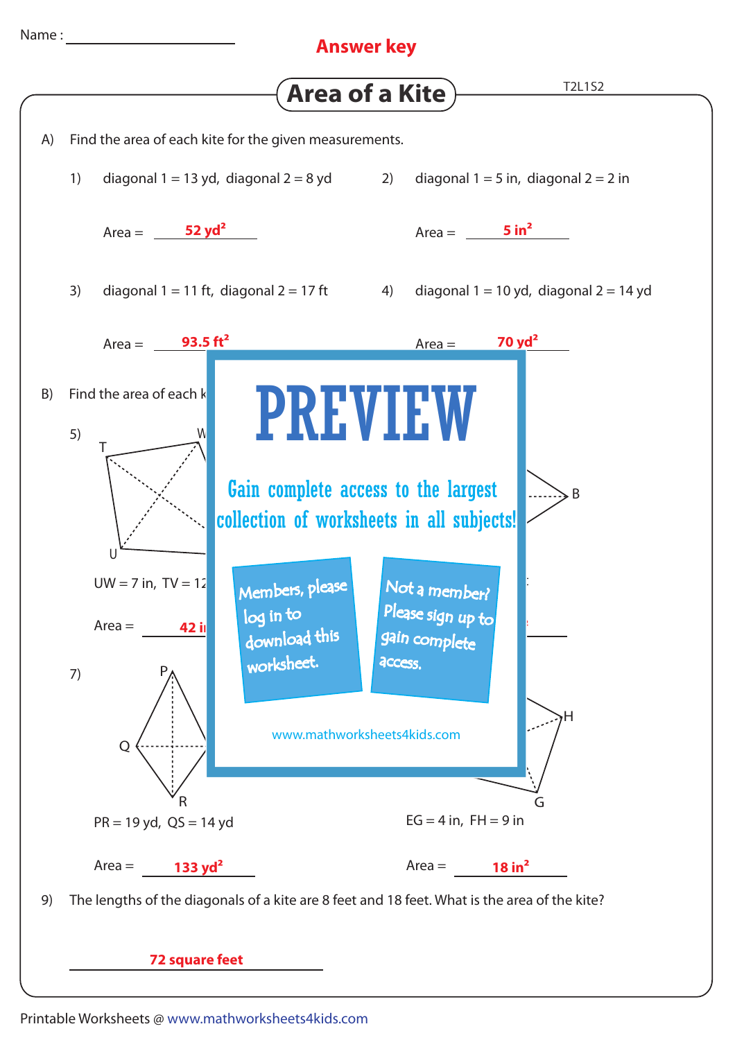Name : ____________________

**Answer key**

# Area of a Kite

T2L1S2

A) Find the area of each kite for the given measurements.

1) diagonal 1 = 13 yd, diagonal 2 = 8 yd

Area = **52 yd²**

2) diagonal 1 = 5 in, diagonal 2 = 2 in

Area = **5 in²**

3) diagonal 1 = 11 ft, diagonal 2 = 17 ft

Area = **93.5 ft²**

4) diagonal 1 = 10 yd, diagonal 2 = 14 yd

Area = **70 yd²**

B) Find the area of each k

5)

T W U B

UW = 7 in, TV = 12

Area = **42 i**

7)

P Q R

PR = 19 yd, QS = 14 yd

Area = **133 yd²**

H G

EG = 4 in, FH = 9 in

Area = **18 in²**

PREVIEW

Gain complete access to the largest collection of worksheets in all subjects!

Members, please log in to download this worksheet.

Not a member? Please sign up to gain complete access.

www.mathworksheets4kids.com

9) The lengths of the diagonals of a kite are 8 feet and 18 feet. What is the area of the kite?

**72 square feet**

Printable Worksheets @ www.mathworksheets4kids.com